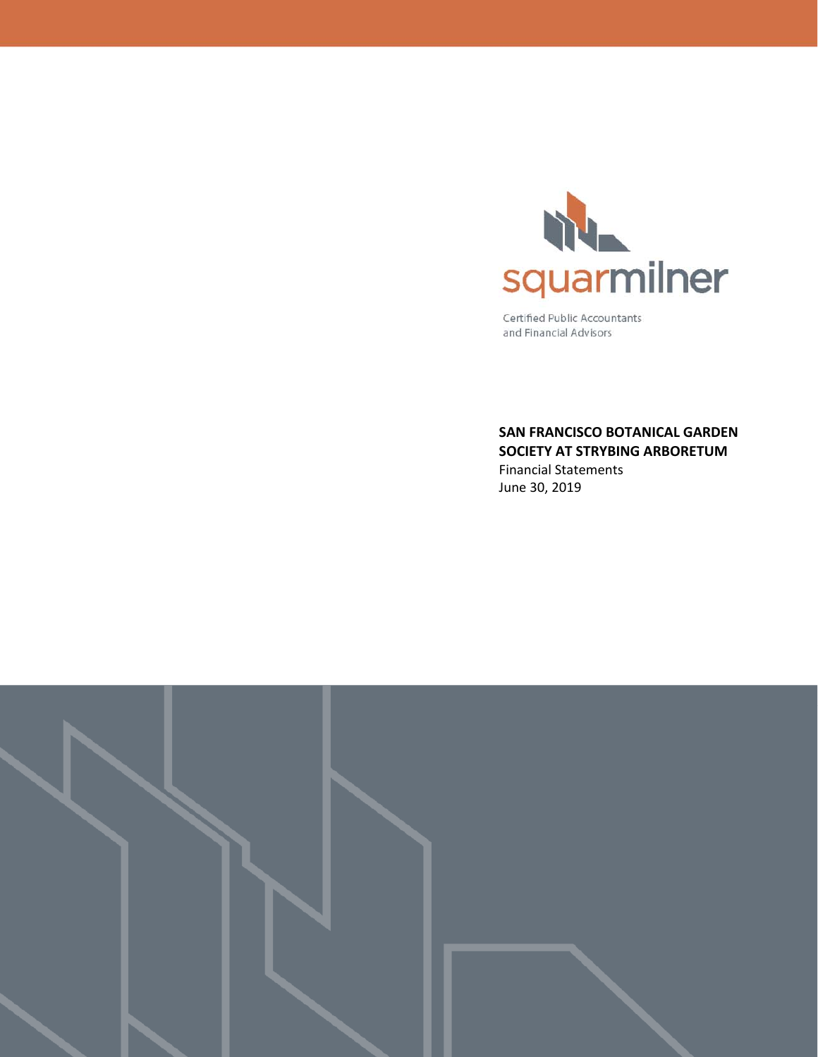squarmilner

Certified Public Accountants
and Financial Advisors

**SAN FRANCISCO BOTANICAL GARDEN SOCIETY AT STRYBING ARBORETUM**

Financial Statements

June 30, 2019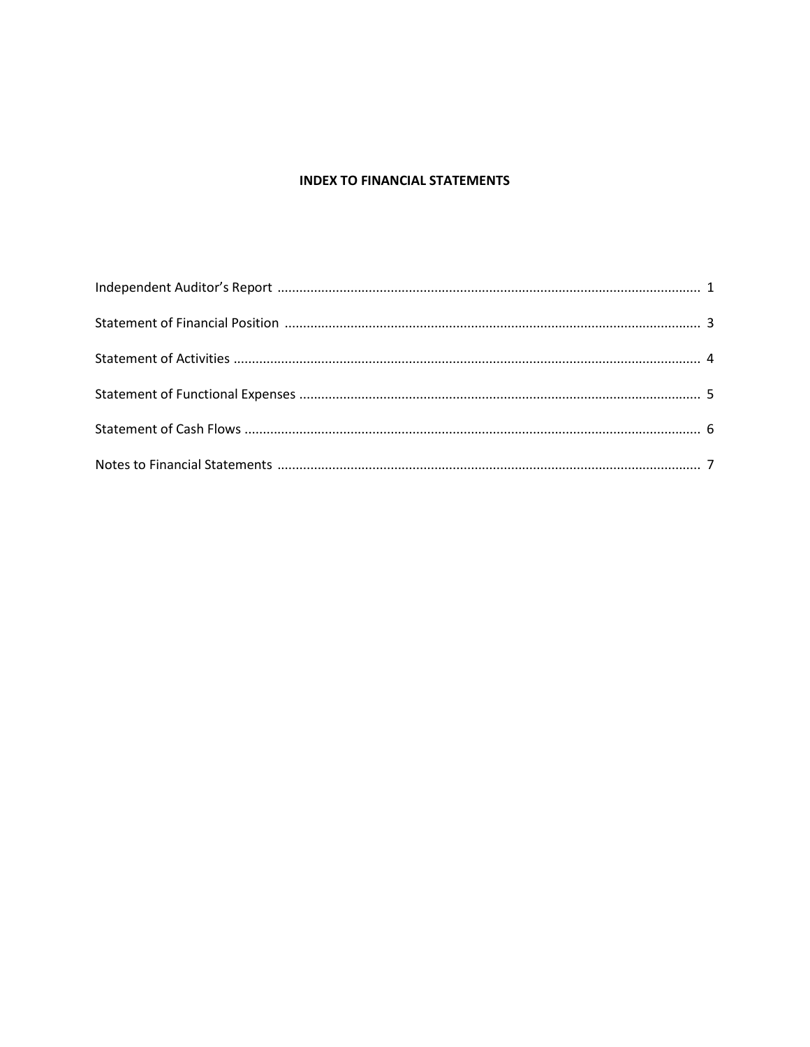# INDEX TO FINANCIAL STATEMENTS

| | |
|---|---|
| Independent Auditor's Report | 1 |
| Statement of Financial Position | 3 |
| Statement of Activities | 4 |
| Statement of Functional Expenses | 5 |
| Statement of Cash Flows | 6 |
| Notes to Financial Statements | 7 |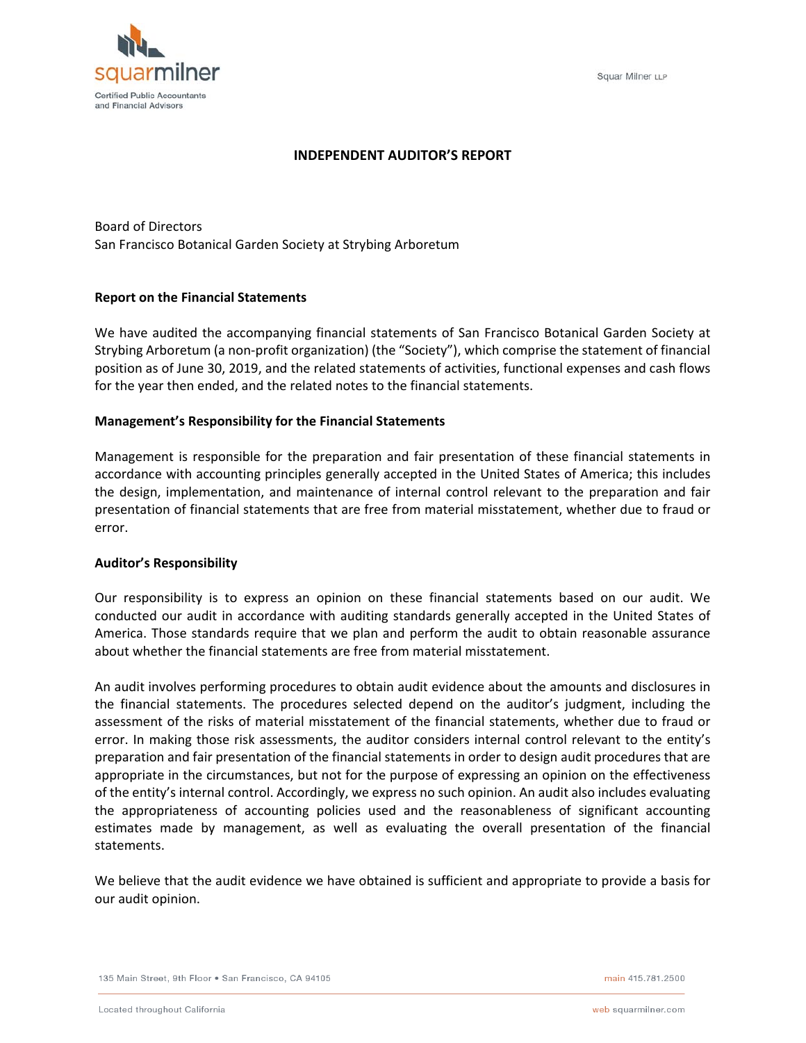# INDEPENDENT AUDITOR'S REPORT

Board of Directors
San Francisco Botanical Garden Society at Strybing Arboretum

### Report on the Financial Statements

We have audited the accompanying financial statements of San Francisco Botanical Garden Society at Strybing Arboretum (a non-profit organization) (the "Society"), which comprise the statement of financial position as of June 30, 2019, and the related statements of activities, functional expenses and cash flows for the year then ended, and the related notes to the financial statements.

### Management's Responsibility for the Financial Statements

Management is responsible for the preparation and fair presentation of these financial statements in accordance with accounting principles generally accepted in the United States of America; this includes the design, implementation, and maintenance of internal control relevant to the preparation and fair presentation of financial statements that are free from material misstatement, whether due to fraud or error.

### Auditor's Responsibility

Our responsibility is to express an opinion on these financial statements based on our audit. We conducted our audit in accordance with auditing standards generally accepted in the United States of America. Those standards require that we plan and perform the audit to obtain reasonable assurance about whether the financial statements are free from material misstatement.

An audit involves performing procedures to obtain audit evidence about the amounts and disclosures in the financial statements. The procedures selected depend on the auditor's judgment, including the assessment of the risks of material misstatement of the financial statements, whether due to fraud or error. In making those risk assessments, the auditor considers internal control relevant to the entity's preparation and fair presentation of the financial statements in order to design audit procedures that are appropriate in the circumstances, but not for the purpose of expressing an opinion on the effectiveness of the entity's internal control. Accordingly, we express no such opinion. An audit also includes evaluating the appropriateness of accounting policies used and the reasonableness of significant accounting estimates made by management, as well as evaluating the overall presentation of the financial statements.

We believe that the audit evidence we have obtained is sufficient and appropriate to provide a basis for our audit opinion.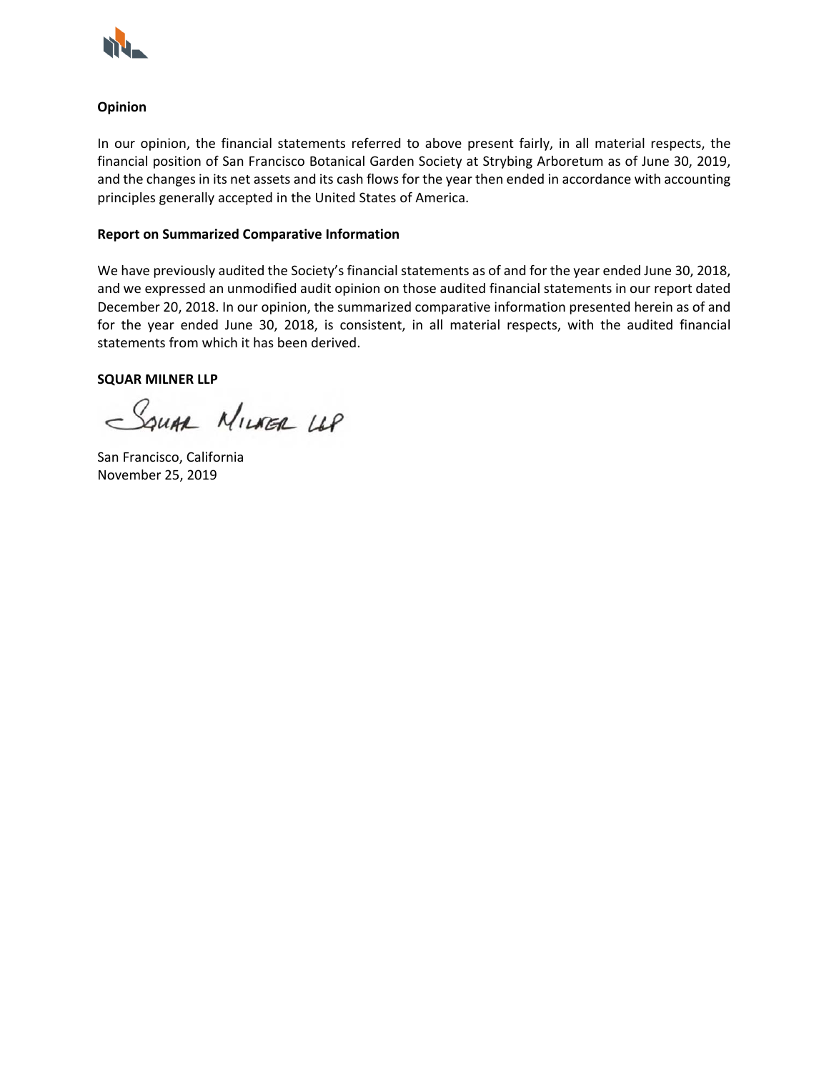**Opinion**

In our opinion, the financial statements referred to above present fairly, in all material respects, the financial position of San Francisco Botanical Garden Society at Strybing Arboretum as of June 30, 2019, and the changes in its net assets and its cash flows for the year then ended in accordance with accounting principles generally accepted in the United States of America.

**Report on Summarized Comparative Information**

We have previously audited the Society's financial statements as of and for the year ended June 30, 2018, and we expressed an unmodified audit opinion on those audited financial statements in our report dated December 20, 2018. In our opinion, the summarized comparative information presented herein as of and for the year ended June 30, 2018, is consistent, in all material respects, with the audited financial statements from which it has been derived.

**SQUAR MILNER LLP**

Squar Milner LLP

San Francisco, California
November 25, 2019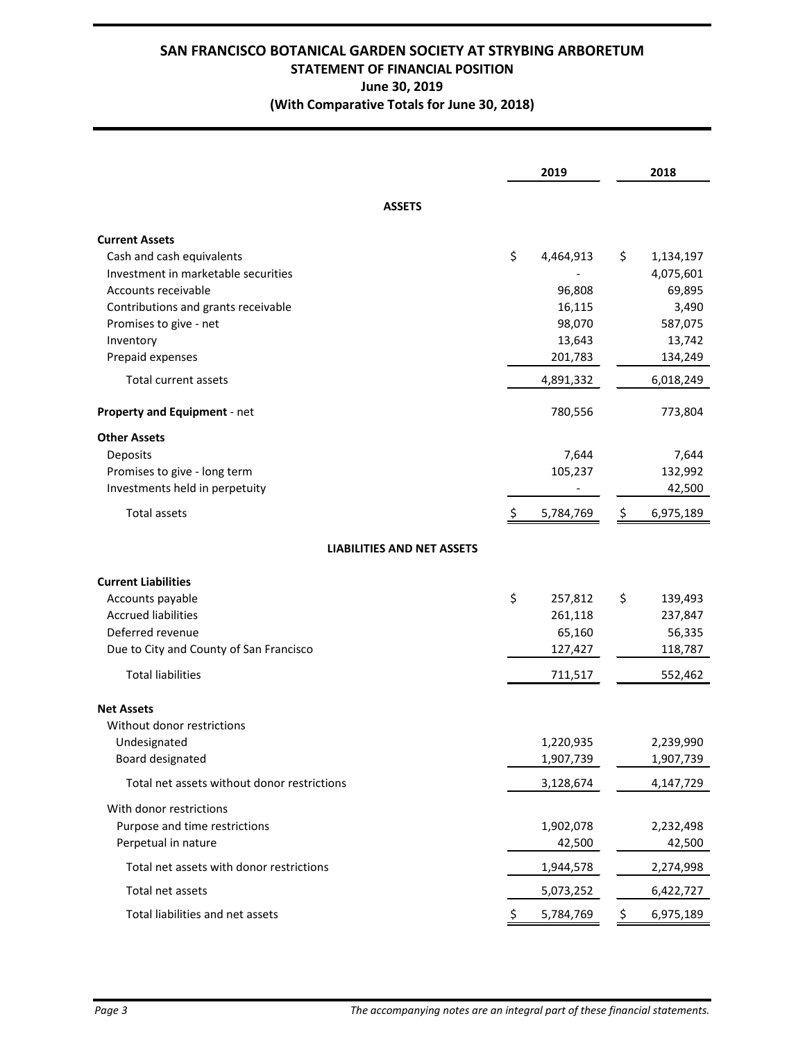# SAN FRANCISCO BOTANICAL GARDEN SOCIETY AT STRYBING ARBORETUM

## STATEMENT OF FINANCIAL POSITION

### June 30, 2019

### (With Comparative Totals for June 30, 2018)

| | 2019 | 2018 |
|---|---|---|
| **ASSETS** | | |
| **Current Assets** | | |
| Cash and cash equivalents | $ 4,464,913 | $ 1,134,197 |
| Investment in marketable securities | - | 4,075,601 |
| Accounts receivable | 96,808 | 69,895 |
| Contributions and grants receivable | 16,115 | 3,490 |
| Promises to give - net | 98,070 | 587,075 |
| Inventory | 13,643 | 13,742 |
| Prepaid expenses | 201,783 | 134,249 |
| Total current assets | 4,891,332 | 6,018,249 |
| **Property and Equipment** - net | 780,556 | 773,804 |
| **Other Assets** | | |
| Deposits | 7,644 | 7,644 |
| Promises to give - long term | 105,237 | 132,992 |
| Investments held in perpetuity | - | 42,500 |
| Total assets | $ 5,784,769 | $ 6,975,189 |
| **LIABILITIES AND NET ASSETS** | | |
| **Current Liabilities** | | |
| Accounts payable | $ 257,812 | $ 139,493 |
| Accrued liabilities | 261,118 | 237,847 |
| Deferred revenue | 65,160 | 56,335 |
| Due to City and County of San Francisco | 127,427 | 118,787 |
| Total liabilities | 711,517 | 552,462 |
| **Net Assets** | | |
| Without donor restrictions | | |
| Undesignated | 1,220,935 | 2,239,990 |
| Board designated | 1,907,739 | 1,907,739 |
| Total net assets without donor restrictions | 3,128,674 | 4,147,729 |
| With donor restrictions | | |
| Purpose and time restrictions | 1,902,078 | 2,232,498 |
| Perpetual in nature | 42,500 | 42,500 |
| Total net assets with donor restrictions | 1,944,578 | 2,274,998 |
| Total net assets | 5,073,252 | 6,422,727 |
| Total liabilities and net assets | $ 5,784,769 | $ 6,975,189 |

*The accompanying notes are an integral part of these financial statements.*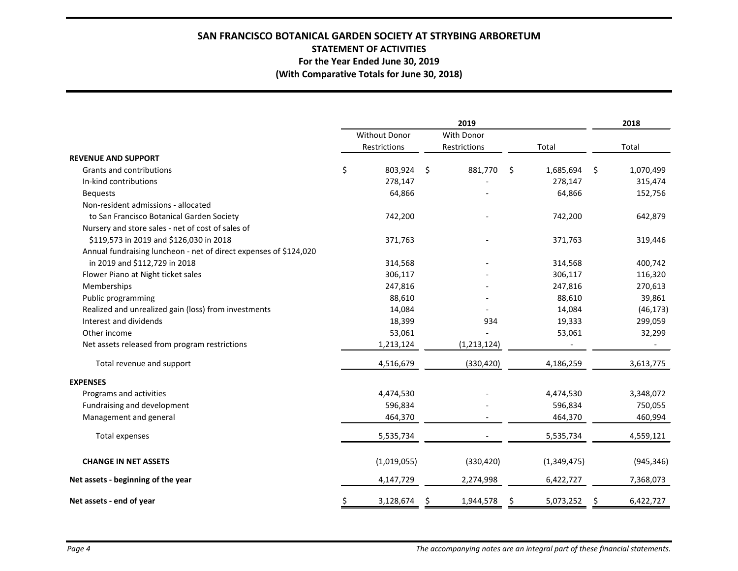# SAN FRANCISCO BOTANICAL GARDEN SOCIETY AT STRYBING ARBORETUM

## STATEMENT OF ACTIVITIES

### For the Year Ended June 30, 2019

### (With Comparative Totals for June 30, 2018)

| | 2019 | | | 2018 |
|---|---|---|---|---|
| | Without Donor Restrictions | With Donor Restrictions | Total | Total |
| **REVENUE AND SUPPORT** | | | | |
| Grants and contributions | $ 803,924 | $ 881,770 | $ 1,685,694 | $ 1,070,499 |
| In-kind contributions | 278,147 | - | 278,147 | 315,474 |
| Bequests | 64,866 | - | 64,866 | 152,756 |
| Non-resident admissions - allocated to San Francisco Botanical Garden Society | 742,200 | - | 742,200 | 642,879 |
| Nursery and store sales - net of cost of sales of $119,573 in 2019 and $126,030 in 2018 | 371,763 | - | 371,763 | 319,446 |
| Annual fundraising luncheon - net of direct expenses of $124,020 in 2019 and $112,729 in 2018 | 314,568 | - | 314,568 | 400,742 |
| Flower Piano at Night ticket sales | 306,117 | - | 306,117 | 116,320 |
| Memberships | 247,816 | - | 247,816 | 270,613 |
| Public programming | 88,610 | - | 88,610 | 39,861 |
| Realized and unrealized gain (loss) from investments | 14,084 | - | 14,084 | (46,173) |
| Interest and dividends | 18,399 | 934 | 19,333 | 299,059 |
| Other income | 53,061 | - | 53,061 | 32,299 |
| Net assets released from program restrictions | 1,213,124 | (1,213,124) | - | - |
| Total revenue and support | 4,516,679 | (330,420) | 4,186,259 | 3,613,775 |
| **EXPENSES** | | | | |
| Programs and activities | 4,474,530 | - | 4,474,530 | 3,348,072 |
| Fundraising and development | 596,834 | - | 596,834 | 750,055 |
| Management and general | 464,370 | - | 464,370 | 460,994 |
| Total expenses | 5,535,734 | - | 5,535,734 | 4,559,121 |
| **CHANGE IN NET ASSETS** | (1,019,055) | (330,420) | (1,349,475) | (945,346) |
| **Net assets - beginning of the year** | 4,147,729 | 2,274,998 | 6,422,727 | 7,368,073 |
| **Net assets - end of year** | $ 3,128,674 | $ 1,944,578 | $ 5,073,252 | $ 6,422,727 |

*The accompanying notes are an integral part of these financial statements.*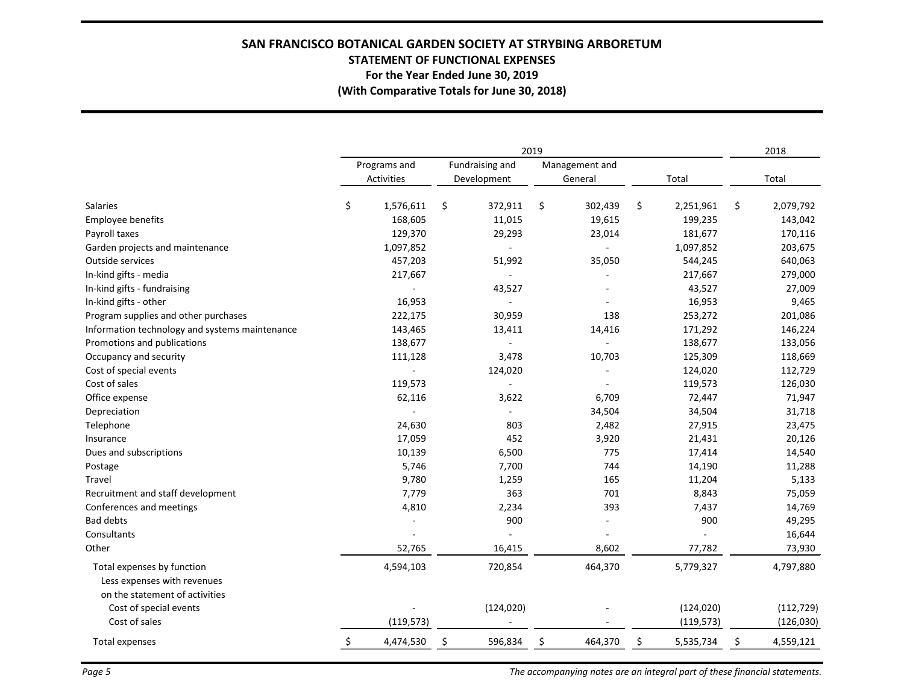# SAN FRANCISCO BOTANICAL GARDEN SOCIETY AT STRYBING ARBORETUM

## STATEMENT OF FUNCTIONAL EXPENSES

### For the Year Ended June 30, 2019

### (With Comparative Totals for June 30, 2018)

| | 2019 | | | | 2018 |
|---|---|---|---|---|---|
| | Programs and Activities | Fundraising and Development | Management and General | Total | Total |
| Salaries | $ 1,576,611 | $ 372,911 | $ 302,439 | $ 2,251,961 | $ 2,079,792 |
| Employee benefits | 168,605 | 11,015 | 19,615 | 199,235 | 143,042 |
| Payroll taxes | 129,370 | 29,293 | 23,014 | 181,677 | 170,116 |
| Garden projects and maintenance | 1,097,852 | - | - | 1,097,852 | 203,675 |
| Outside services | 457,203 | 51,992 | 35,050 | 544,245 | 640,063 |
| In-kind gifts - media | 217,667 | - | - | 217,667 | 279,000 |
| In-kind gifts - fundraising | - | 43,527 | - | 43,527 | 27,009 |
| In-kind gifts - other | 16,953 | - | - | 16,953 | 9,465 |
| Program supplies and other purchases | 222,175 | 30,959 | 138 | 253,272 | 201,086 |
| Information technology and systems maintenance | 143,465 | 13,411 | 14,416 | 171,292 | 146,224 |
| Promotions and publications | 138,677 | - | - | 138,677 | 133,056 |
| Occupancy and security | 111,128 | 3,478 | 10,703 | 125,309 | 118,669 |
| Cost of special events | - | 124,020 | - | 124,020 | 112,729 |
| Cost of sales | 119,573 | - | - | 119,573 | 126,030 |
| Office expense | 62,116 | 3,622 | 6,709 | 72,447 | 71,947 |
| Depreciation | - | - | 34,504 | 34,504 | 31,718 |
| Telephone | 24,630 | 803 | 2,482 | 27,915 | 23,475 |
| Insurance | 17,059 | 452 | 3,920 | 21,431 | 20,126 |
| Dues and subscriptions | 10,139 | 6,500 | 775 | 17,414 | 14,540 |
| Postage | 5,746 | 7,700 | 744 | 14,190 | 11,288 |
| Travel | 9,780 | 1,259 | 165 | 11,204 | 5,133 |
| Recruitment and staff development | 7,779 | 363 | 701 | 8,843 | 75,059 |
| Conferences and meetings | 4,810 | 2,234 | 393 | 7,437 | 14,769 |
| Bad debts | - | 900 | - | 900 | 49,295 |
| Consultants | - | - | - | - | 16,644 |
| Other | 52,765 | 16,415 | 8,602 | 77,782 | 73,930 |
| Total expenses by function | 4,594,103 | 720,854 | 464,370 | 5,779,327 | 4,797,880 |
| Less expenses with revenues on the statement of activities | | | | | |
| Cost of special events | - | (124,020) | - | (124,020) | (112,729) |
| Cost of sales | (119,573) | - | - | (119,573) | (126,030) |
| Total expenses | $ 4,474,530 | $ 596,834 | $ 464,370 | $ 5,535,734 | $ 4,559,121 |

*The accompanying notes are an integral part of these financial statements.*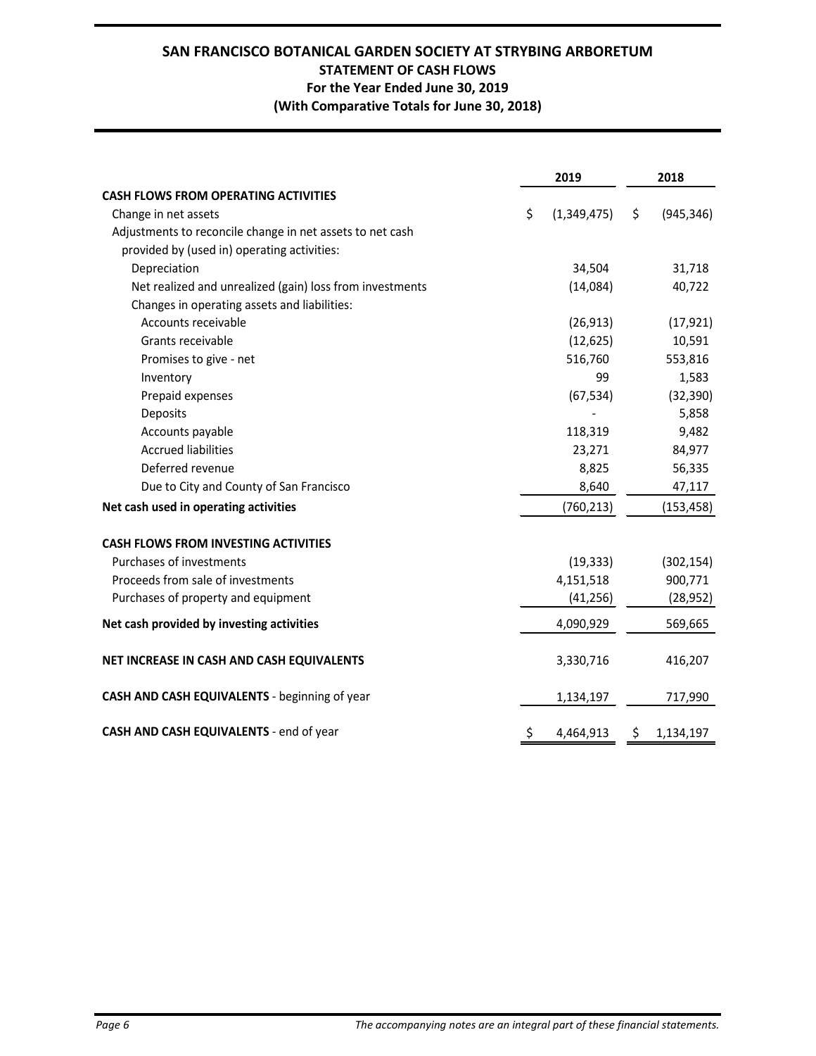# SAN FRANCISCO BOTANICAL GARDEN SOCIETY AT STRYBING ARBORETUM

## STATEMENT OF CASH FLOWS

**For the Year Ended June 30, 2019**

**(With Comparative Totals for June 30, 2018)**

| | 2019 | 2018 |
|---|---|---|
| **CASH FLOWS FROM OPERATING ACTIVITIES** | | |
| Change in net assets | $ (1,349,475) | $ (945,346) |
| Adjustments to reconcile change in net assets to net cash provided by (used in) operating activities: | | |
| Depreciation | 34,504 | 31,718 |
| Net realized and unrealized (gain) loss from investments | (14,084) | 40,722 |
| Changes in operating assets and liabilities: | | |
| Accounts receivable | (26,913) | (17,921) |
| Grants receivable | (12,625) | 10,591 |
| Promises to give - net | 516,760 | 553,816 |
| Inventory | 99 | 1,583 |
| Prepaid expenses | (67,534) | (32,390) |
| Deposits | - | 5,858 |
| Accounts payable | 118,319 | 9,482 |
| Accrued liabilities | 23,271 | 84,977 |
| Deferred revenue | 8,825 | 56,335 |
| Due to City and County of San Francisco | 8,640 | 47,117 |
| **Net cash used in operating activities** | (760,213) | (153,458) |
| **CASH FLOWS FROM INVESTING ACTIVITIES** | | |
| Purchases of investments | (19,333) | (302,154) |
| Proceeds from sale of investments | 4,151,518 | 900,771 |
| Purchases of property and equipment | (41,256) | (28,952) |
| **Net cash provided by investing activities** | 4,090,929 | 569,665 |
| **NET INCREASE IN CASH AND CASH EQUIVALENTS** | 3,330,716 | 416,207 |
| **CASH AND CASH EQUIVALENTS** - beginning of year | 1,134,197 | 717,990 |
| **CASH AND CASH EQUIVALENTS** - end of year | $ 4,464,913 | $ 1,134,197 |

*The accompanying notes are an integral part of these financial statements.*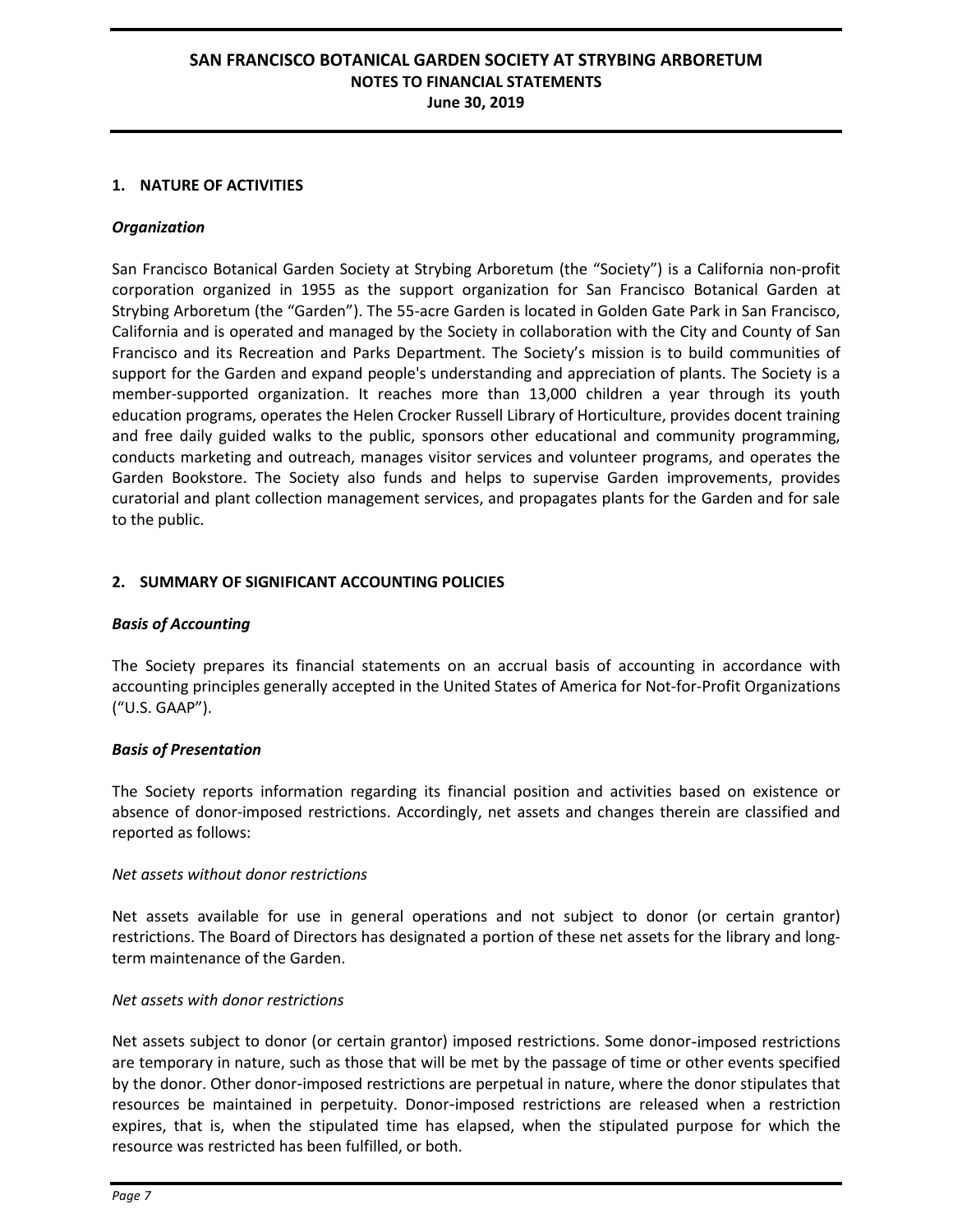## 1. NATURE OF ACTIVITIES

### *Organization*

San Francisco Botanical Garden Society at Strybing Arboretum (the "Society") is a California non-profit corporation organized in 1955 as the support organization for San Francisco Botanical Garden at Strybing Arboretum (the "Garden"). The 55-acre Garden is located in Golden Gate Park in San Francisco, California and is operated and managed by the Society in collaboration with the City and County of San Francisco and its Recreation and Parks Department. The Society's mission is to build communities of support for the Garden and expand people's understanding and appreciation of plants. The Society is a member-supported organization. It reaches more than 13,000 children a year through its youth education programs, operates the Helen Crocker Russell Library of Horticulture, provides docent training and free daily guided walks to the public, sponsors other educational and community programming, conducts marketing and outreach, manages visitor services and volunteer programs, and operates the Garden Bookstore. The Society also funds and helps to supervise Garden improvements, provides curatorial and plant collection management services, and propagates plants for the Garden and for sale to the public.

## 2. SUMMARY OF SIGNIFICANT ACCOUNTING POLICIES

### *Basis of Accounting*

The Society prepares its financial statements on an accrual basis of accounting in accordance with accounting principles generally accepted in the United States of America for Not-for-Profit Organizations ("U.S. GAAP").

### *Basis of Presentation*

The Society reports information regarding its financial position and activities based on existence or absence of donor-imposed restrictions. Accordingly, net assets and changes therein are classified and reported as follows:

*Net assets without donor restrictions*

Net assets available for use in general operations and not subject to donor (or certain grantor) restrictions. The Board of Directors has designated a portion of these net assets for the library and long-term maintenance of the Garden.

*Net assets with donor restrictions*

Net assets subject to donor (or certain grantor) imposed restrictions. Some donor-imposed restrictions are temporary in nature, such as those that will be met by the passage of time or other events specified by the donor. Other donor-imposed restrictions are perpetual in nature, where the donor stipulates that resources be maintained in perpetuity. Donor-imposed restrictions are released when a restriction expires, that is, when the stipulated time has elapsed, when the stipulated purpose for which the resource was restricted has been fulfilled, or both.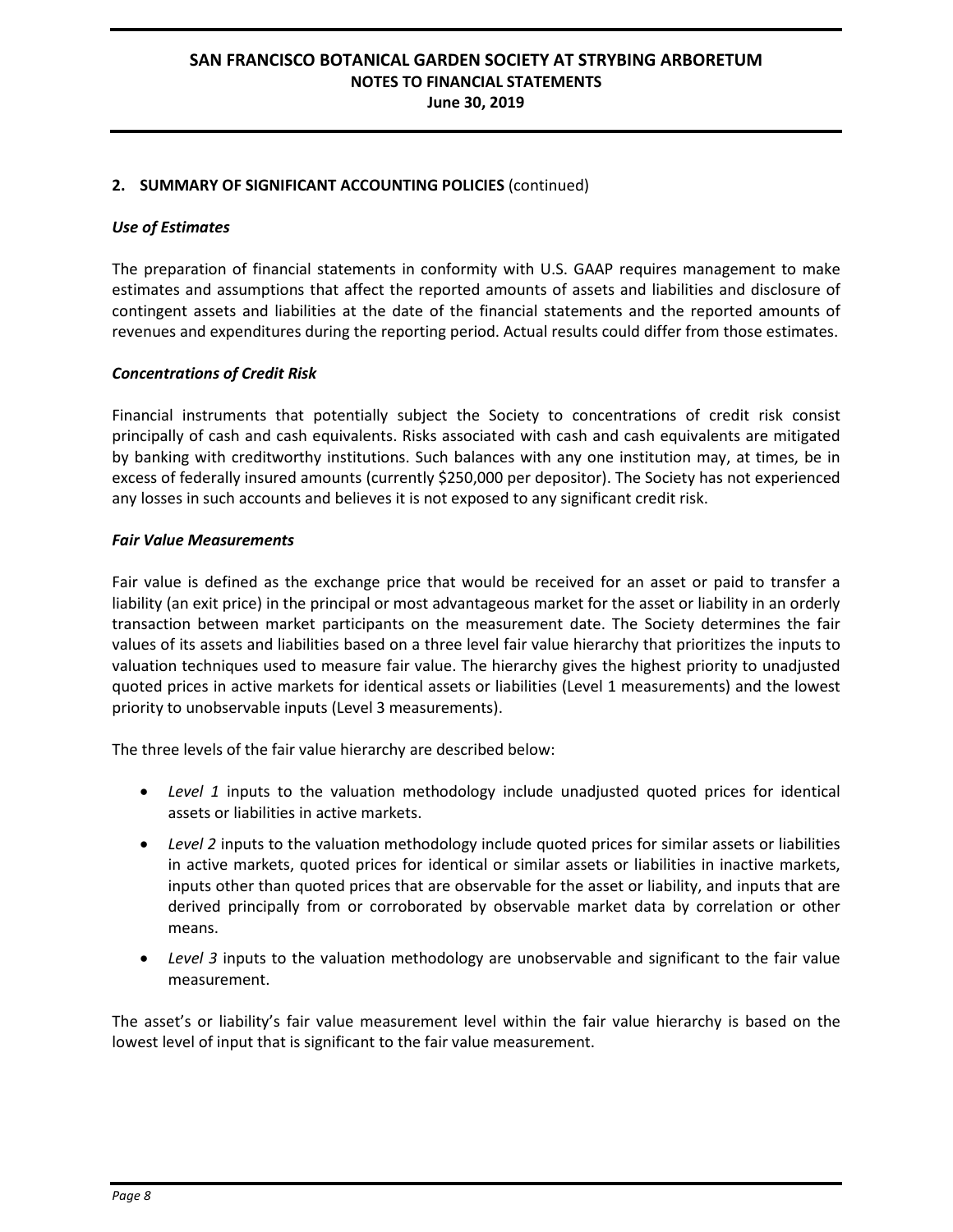## 2. SUMMARY OF SIGNIFICANT ACCOUNTING POLICIES (continued)

### *Use of Estimates*

The preparation of financial statements in conformity with U.S. GAAP requires management to make estimates and assumptions that affect the reported amounts of assets and liabilities and disclosure of contingent assets and liabilities at the date of the financial statements and the reported amounts of revenues and expenditures during the reporting period. Actual results could differ from those estimates.

### *Concentrations of Credit Risk*

Financial instruments that potentially subject the Society to concentrations of credit risk consist principally of cash and cash equivalents. Risks associated with cash and cash equivalents are mitigated by banking with creditworthy institutions. Such balances with any one institution may, at times, be in excess of federally insured amounts (currently $250,000 per depositor). The Society has not experienced any losses in such accounts and believes it is not exposed to any significant credit risk.

### *Fair Value Measurements*

Fair value is defined as the exchange price that would be received for an asset or paid to transfer a liability (an exit price) in the principal or most advantageous market for the asset or liability in an orderly transaction between market participants on the measurement date. The Society determines the fair values of its assets and liabilities based on a three level fair value hierarchy that prioritizes the inputs to valuation techniques used to measure fair value. The hierarchy gives the highest priority to unadjusted quoted prices in active markets for identical assets or liabilities (Level 1 measurements) and the lowest priority to unobservable inputs (Level 3 measurements).

The three levels of the fair value hierarchy are described below:

- *Level 1* inputs to the valuation methodology include unadjusted quoted prices for identical assets or liabilities in active markets.
- *Level 2* inputs to the valuation methodology include quoted prices for similar assets or liabilities in active markets, quoted prices for identical or similar assets or liabilities in inactive markets, inputs other than quoted prices that are observable for the asset or liability, and inputs that are derived principally from or corroborated by observable market data by correlation or other means.
- *Level 3* inputs to the valuation methodology are unobservable and significant to the fair value measurement.

The asset's or liability's fair value measurement level within the fair value hierarchy is based on the lowest level of input that is significant to the fair value measurement.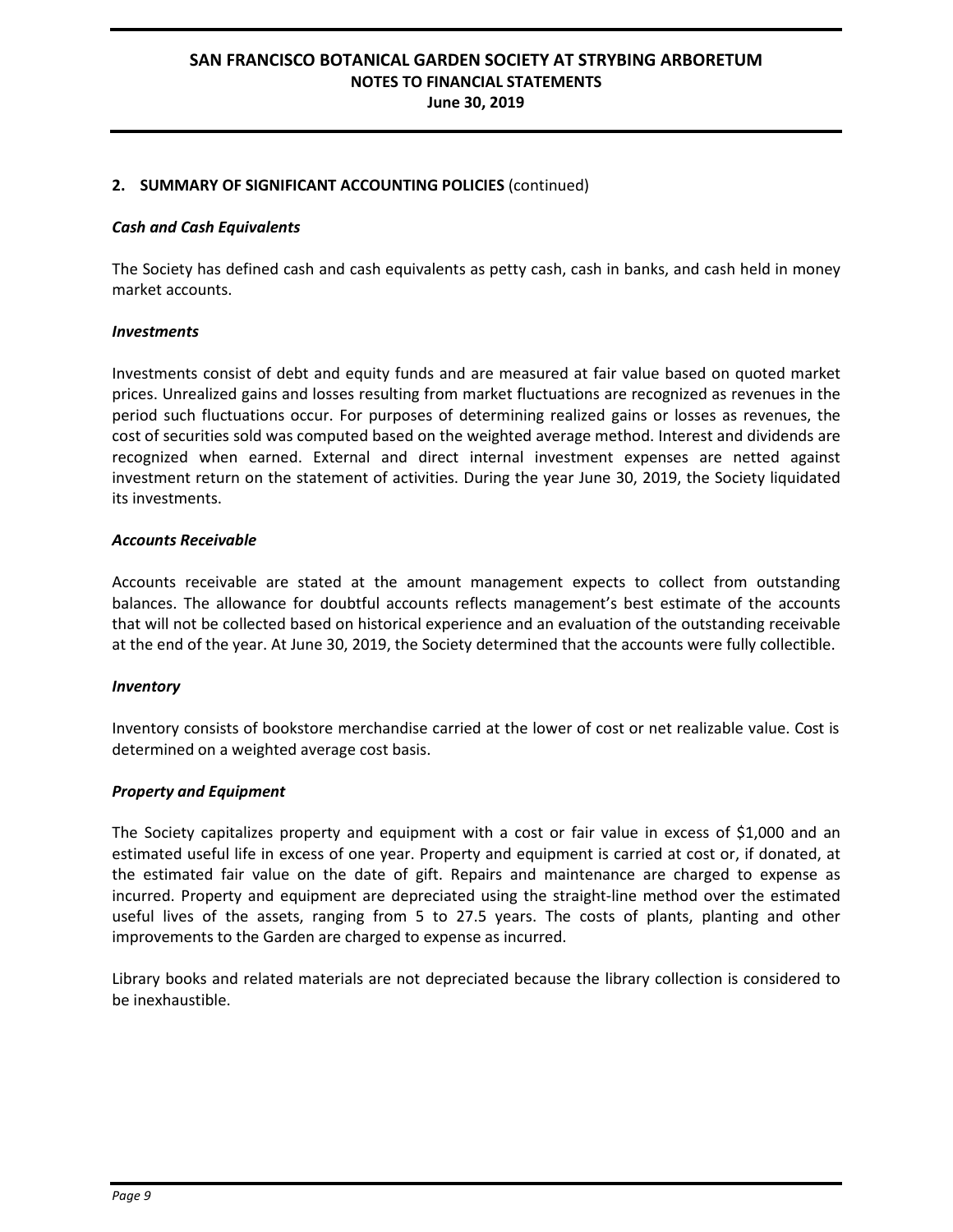## 2. SUMMARY OF SIGNIFICANT ACCOUNTING POLICIES (continued)

***Cash and Cash Equivalents***

The Society has defined cash and cash equivalents as petty cash, cash in banks, and cash held in money market accounts.

***Investments***

Investments consist of debt and equity funds and are measured at fair value based on quoted market prices. Unrealized gains and losses resulting from market fluctuations are recognized as revenues in the period such fluctuations occur. For purposes of determining realized gains or losses as revenues, the cost of securities sold was computed based on the weighted average method. Interest and dividends are recognized when earned. External and direct internal investment expenses are netted against investment return on the statement of activities. During the year June 30, 2019, the Society liquidated its investments.

***Accounts Receivable***

Accounts receivable are stated at the amount management expects to collect from outstanding balances. The allowance for doubtful accounts reflects management's best estimate of the accounts that will not be collected based on historical experience and an evaluation of the outstanding receivable at the end of the year. At June 30, 2019, the Society determined that the accounts were fully collectible.

***Inventory***

Inventory consists of bookstore merchandise carried at the lower of cost or net realizable value. Cost is determined on a weighted average cost basis.

***Property and Equipment***

The Society capitalizes property and equipment with a cost or fair value in excess of $1,000 and an estimated useful life in excess of one year. Property and equipment is carried at cost or, if donated, at the estimated fair value on the date of gift. Repairs and maintenance are charged to expense as incurred. Property and equipment are depreciated using the straight-line method over the estimated useful lives of the assets, ranging from 5 to 27.5 years. The costs of plants, planting and other improvements to the Garden are charged to expense as incurred.

Library books and related materials are not depreciated because the library collection is considered to be inexhaustible.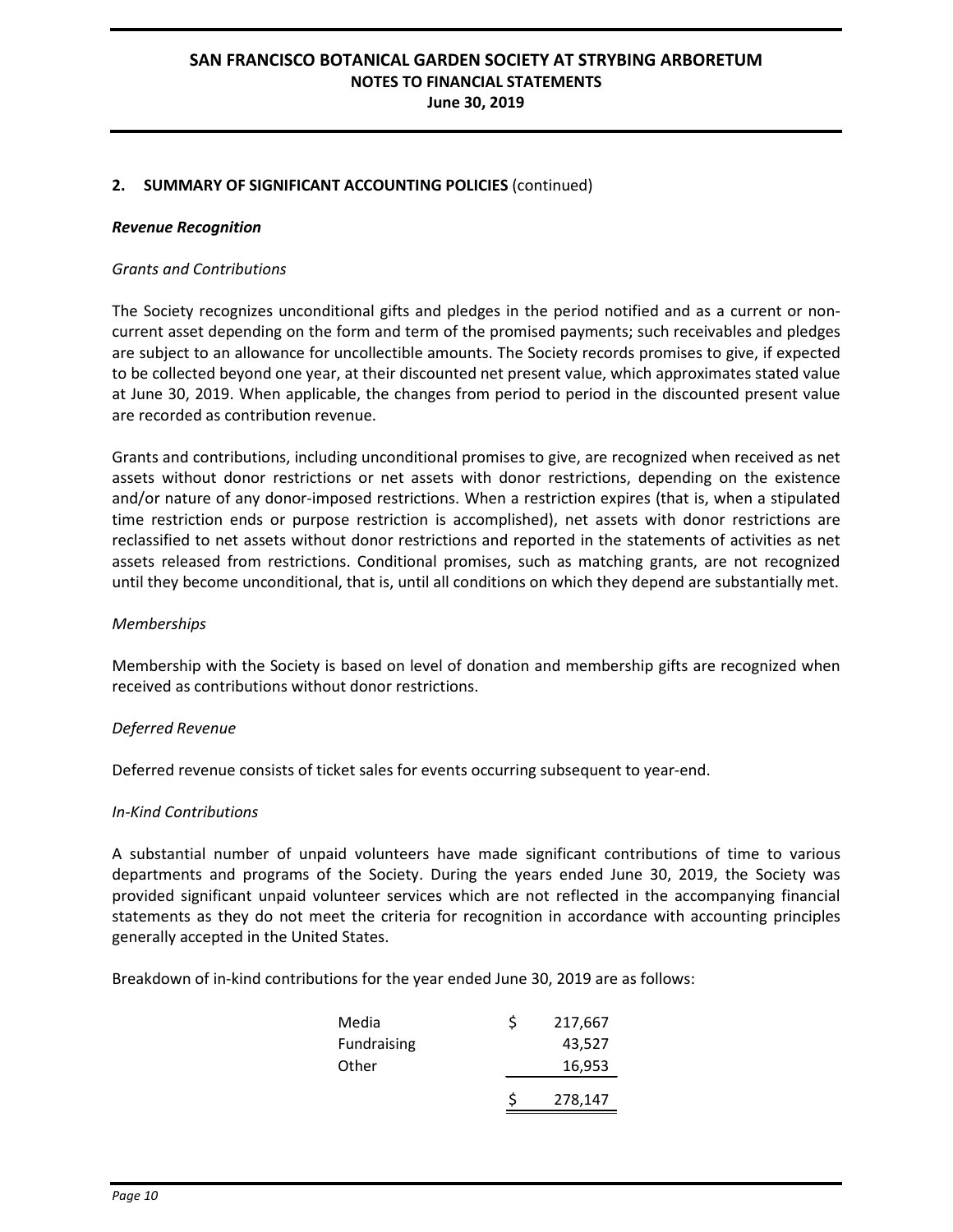## 2. SUMMARY OF SIGNIFICANT ACCOUNTING POLICIES (continued)

### *Revenue Recognition*

*Grants and Contributions*

The Society recognizes unconditional gifts and pledges in the period notified and as a current or non-current asset depending on the form and term of the promised payments; such receivables and pledges are subject to an allowance for uncollectible amounts. The Society records promises to give, if expected to be collected beyond one year, at their discounted net present value, which approximates stated value at June 30, 2019. When applicable, the changes from period to period in the discounted present value are recorded as contribution revenue.

Grants and contributions, including unconditional promises to give, are recognized when received as net assets without donor restrictions or net assets with donor restrictions, depending on the existence and/or nature of any donor-imposed restrictions. When a restriction expires (that is, when a stipulated time restriction ends or purpose restriction is accomplished), net assets with donor restrictions are reclassified to net assets without donor restrictions and reported in the statements of activities as net assets released from restrictions. Conditional promises, such as matching grants, are not recognized until they become unconditional, that is, until all conditions on which they depend are substantially met.

*Memberships*

Membership with the Society is based on level of donation and membership gifts are recognized when received as contributions without donor restrictions.

*Deferred Revenue*

Deferred revenue consists of ticket sales for events occurring subsequent to year-end.

*In-Kind Contributions*

A substantial number of unpaid volunteers have made significant contributions of time to various departments and programs of the Society. During the years ended June 30, 2019, the Society was provided significant unpaid volunteer services which are not reflected in the accompanying financial statements as they do not meet the criteria for recognition in accordance with accounting principles generally accepted in the United States.

Breakdown of in-kind contributions for the year ended June 30, 2019 are as follows:

| | |
|---|---|
| Media | $ 217,667 |
| Fundraising | 43,527 |
| Other | 16,953 |
| | $ 278,147 |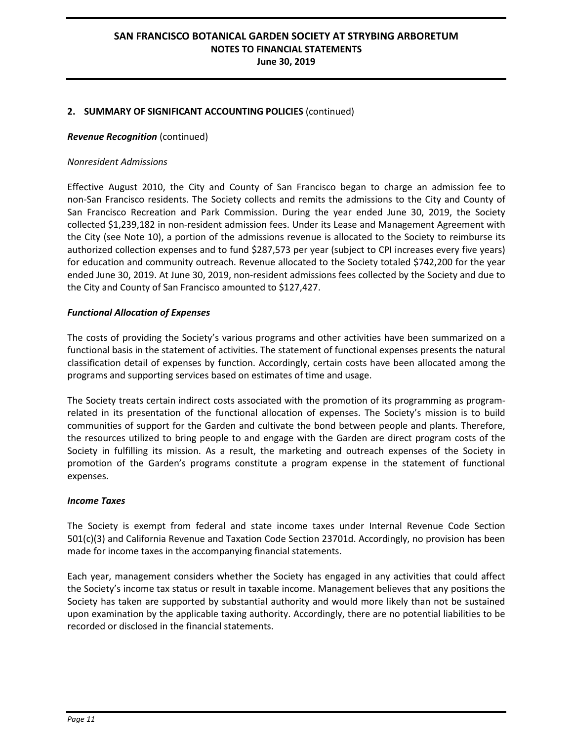## 2. SUMMARY OF SIGNIFICANT ACCOUNTING POLICIES (continued)

***Revenue Recognition*** (continued)

*Nonresident Admissions*

Effective August 2010, the City and County of San Francisco began to charge an admission fee to non-San Francisco residents. The Society collects and remits the admissions to the City and County of San Francisco Recreation and Park Commission. During the year ended June 30, 2019, the Society collected $1,239,182 in non-resident admission fees. Under its Lease and Management Agreement with the City (see Note 10), a portion of the admissions revenue is allocated to the Society to reimburse its authorized collection expenses and to fund $287,573 per year (subject to CPI increases every five years) for education and community outreach. Revenue allocated to the Society totaled $742,200 for the year ended June 30, 2019. At June 30, 2019, non-resident admissions fees collected by the Society and due to the City and County of San Francisco amounted to $127,427.

***Functional Allocation of Expenses***

The costs of providing the Society's various programs and other activities have been summarized on a functional basis in the statement of activities. The statement of functional expenses presents the natural classification detail of expenses by function. Accordingly, certain costs have been allocated among the programs and supporting services based on estimates of time and usage.

The Society treats certain indirect costs associated with the promotion of its programming as program-related in its presentation of the functional allocation of expenses. The Society's mission is to build communities of support for the Garden and cultivate the bond between people and plants. Therefore, the resources utilized to bring people to and engage with the Garden are direct program costs of the Society in fulfilling its mission. As a result, the marketing and outreach expenses of the Society in promotion of the Garden's programs constitute a program expense in the statement of functional expenses.

***Income Taxes***

The Society is exempt from federal and state income taxes under Internal Revenue Code Section 501(c)(3) and California Revenue and Taxation Code Section 23701d. Accordingly, no provision has been made for income taxes in the accompanying financial statements.

Each year, management considers whether the Society has engaged in any activities that could affect the Society's income tax status or result in taxable income. Management believes that any positions the Society has taken are supported by substantial authority and would more likely than not be sustained upon examination by the applicable taxing authority. Accordingly, there are no potential liabilities to be recorded or disclosed in the financial statements.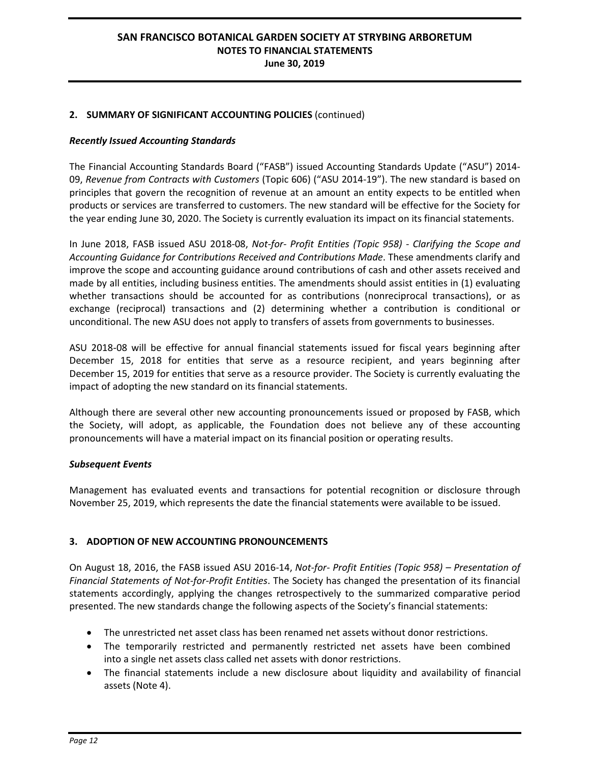## 2. SUMMARY OF SIGNIFICANT ACCOUNTING POLICIES (continued)

### *Recently Issued Accounting Standards*

The Financial Accounting Standards Board ("FASB") issued Accounting Standards Update ("ASU") 2014-09, *Revenue from Contracts with Customers* (Topic 606) ("ASU 2014-19"). The new standard is based on principles that govern the recognition of revenue at an amount an entity expects to be entitled when products or services are transferred to customers. The new standard will be effective for the Society for the year ending June 30, 2020. The Society is currently evaluation its impact on its financial statements.

In June 2018, FASB issued ASU 2018-08, *Not-for- Profit Entities (Topic 958) - Clarifying the Scope and Accounting Guidance for Contributions Received and Contributions Made*. These amendments clarify and improve the scope and accounting guidance around contributions of cash and other assets received and made by all entities, including business entities. The amendments should assist entities in (1) evaluating whether transactions should be accounted for as contributions (nonreciprocal transactions), or as exchange (reciprocal) transactions and (2) determining whether a contribution is conditional or unconditional. The new ASU does not apply to transfers of assets from governments to businesses.

ASU 2018-08 will be effective for annual financial statements issued for fiscal years beginning after December 15, 2018 for entities that serve as a resource recipient, and years beginning after December 15, 2019 for entities that serve as a resource provider. The Society is currently evaluating the impact of adopting the new standard on its financial statements.

Although there are several other new accounting pronouncements issued or proposed by FASB, which the Society, will adopt, as applicable, the Foundation does not believe any of these accounting pronouncements will have a material impact on its financial position or operating results.

### *Subsequent Events*

Management has evaluated events and transactions for potential recognition or disclosure through November 25, 2019, which represents the date the financial statements were available to be issued.

## 3. ADOPTION OF NEW ACCOUNTING PRONOUNCEMENTS

On August 18, 2016, the FASB issued ASU 2016-14, *Not-for- Profit Entities (Topic 958) – Presentation of Financial Statements of Not-for-Profit Entities*. The Society has changed the presentation of its financial statements accordingly, applying the changes retrospectively to the summarized comparative period presented. The new standards change the following aspects of the Society's financial statements:

- The unrestricted net asset class has been renamed net assets without donor restrictions.
- The temporarily restricted and permanently restricted net assets have been combined into a single net assets class called net assets with donor restrictions.
- The financial statements include a new disclosure about liquidity and availability of financial assets (Note 4).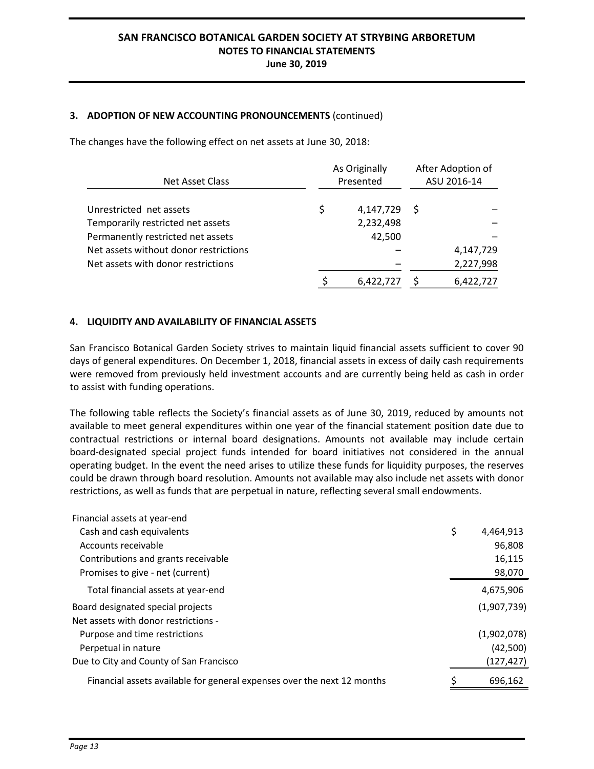## 3. ADOPTION OF NEW ACCOUNTING PRONOUNCEMENTS (continued)

The changes have the following effect on net assets at June 30, 2018:

| Net Asset Class | As Originally Presented | After Adoption of ASU 2016-14 |
|---|---|---|
| Unrestricted net assets | $ 4,147,729 | $ – |
| Temporarily restricted net assets | 2,232,498 | – |
| Permanently restricted net assets | 42,500 | – |
| Net assets without donor restrictions | – | 4,147,729 |
| Net assets with donor restrictions | – | 2,227,998 |
| | $ 6,422,727 | $ 6,422,727 |

## 4. LIQUIDITY AND AVAILABILITY OF FINANCIAL ASSETS

San Francisco Botanical Garden Society strives to maintain liquid financial assets sufficient to cover 90 days of general expenditures. On December 1, 2018, financial assets in excess of daily cash requirements were removed from previously held investment accounts and are currently being held as cash in order to assist with funding operations.

The following table reflects the Society's financial assets as of June 30, 2019, reduced by amounts not available to meet general expenditures within one year of the financial statement position date due to contractual restrictions or internal board designations. Amounts not available may include certain board-designated special project funds intended for board initiatives not considered in the annual operating budget. In the event the need arises to utilize these funds for liquidity purposes, the reserves could be drawn through board resolution. Amounts not available may also include net assets with donor restrictions, as well as funds that are perpetual in nature, reflecting several small endowments.

| | |
|---|---|
| Financial assets at year-end | |
| Cash and cash equivalents | $ 4,464,913 |
| Accounts receivable | 96,808 |
| Contributions and grants receivable | 16,115 |
| Promises to give - net (current) | 98,070 |
| Total financial assets at year-end | 4,675,906 |
| Board designated special projects | (1,907,739) |
| Net assets with donor restrictions - | |
| Purpose and time restrictions | (1,902,078) |
| Perpetual in nature | (42,500) |
| Due to City and County of San Francisco | (127,427) |
| Financial assets available for general expenses over the next 12 months | $ 696,162 |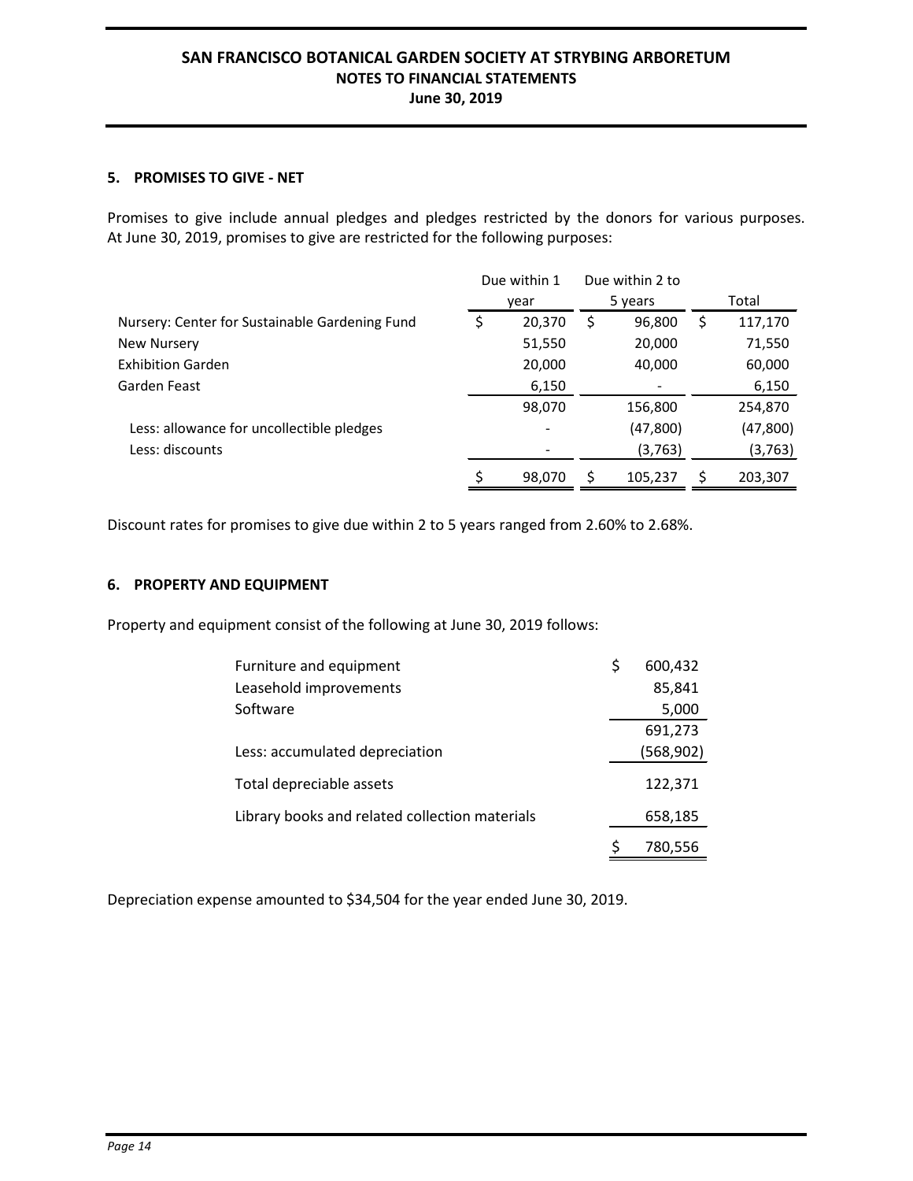## 5. PROMISES TO GIVE - NET

Promises to give include annual pledges and pledges restricted by the donors for various purposes. At June 30, 2019, promises to give are restricted for the following purposes:

| | Due within 1 year | Due within 2 to 5 years | Total |
|---|---|---|---|
| Nursery: Center for Sustainable Gardening Fund | $ 20,370 | $ 96,800 | $ 117,170 |
| New Nursery | 51,550 | 20,000 | 71,550 |
| Exhibition Garden | 20,000 | 40,000 | 60,000 |
| Garden Feast | 6,150 | - | 6,150 |
| | 98,070 | 156,800 | 254,870 |
| Less: allowance for uncollectible pledges | - | (47,800) | (47,800) |
| Less: discounts | - | (3,763) | (3,763) |
| | $ 98,070 | $ 105,237 | $ 203,307 |

Discount rates for promises to give due within 2 to 5 years ranged from 2.60% to 2.68%.

## 6. PROPERTY AND EQUIPMENT

Property and equipment consist of the following at June 30, 2019 follows:

| | |
|---|---|
| Furniture and equipment | $ 600,432 |
| Leasehold improvements | 85,841 |
| Software | 5,000 |
| | 691,273 |
| Less: accumulated depreciation | (568,902) |
| Total depreciable assets | 122,371 |
| Library books and related collection materials | 658,185 |
| | $ 780,556 |

Depreciation expense amounted to $34,504 for the year ended June 30, 2019.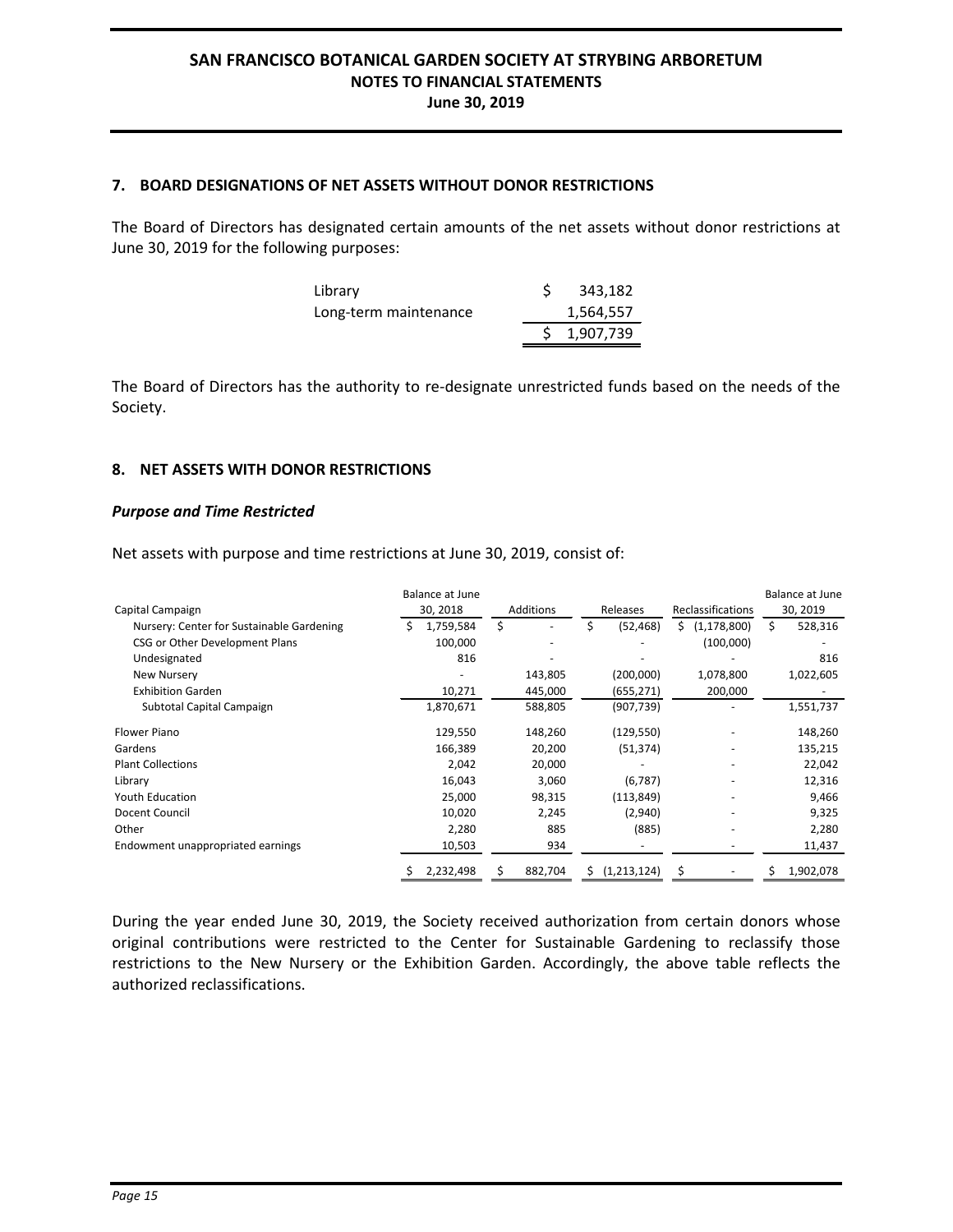SAN FRANCISCO BOTANICAL GARDEN SOCIETY AT STRYBING ARBORETUM
NOTES TO FINANCIAL STATEMENTS
June 30, 2019

## 7. BOARD DESIGNATIONS OF NET ASSETS WITHOUT DONOR RESTRICTIONS

The Board of Directors has designated certain amounts of the net assets without donor restrictions at June 30, 2019 for the following purposes:

| | |
|---|---|
| Library | $ 343,182 |
| Long-term maintenance | 1,564,557 |
| | $ 1,907,739 |

The Board of Directors has the authority to re-designate unrestricted funds based on the needs of the Society.

## 8. NET ASSETS WITH DONOR RESTRICTIONS

### *Purpose and Time Restricted*

Net assets with purpose and time restrictions at June 30, 2019, consist of:

| Capital Campaign | Balance at June 30, 2018 | Additions | Releases | Reclassifications | Balance at June 30, 2019 |
|---|---|---|---|---|---|
| Nursery: Center for Sustainable Gardening | $ 1,759,584 | $ - | $ (52,468) | $ (1,178,800) | $ 528,316 |
| CSG or Other Development Plans | 100,000 | - | - | (100,000) | - |
| Undesignated | 816 | - | - | - | 816 |
| New Nursery | - | 143,805 | (200,000) | 1,078,800 | 1,022,605 |
| Exhibition Garden | 10,271 | 445,000 | (655,271) | 200,000 | - |
| Subtotal Capital Campaign | 1,870,671 | 588,805 | (907,739) | - | 1,551,737 |
| Flower Piano | 129,550 | 148,260 | (129,550) | - | 148,260 |
| Gardens | 166,389 | 20,200 | (51,374) | - | 135,215 |
| Plant Collections | 2,042 | 20,000 | - | - | 22,042 |
| Library | 16,043 | 3,060 | (6,787) | - | 12,316 |
| Youth Education | 25,000 | 98,315 | (113,849) | - | 9,466 |
| Docent Council | 10,020 | 2,245 | (2,940) | - | 9,325 |
| Other | 2,280 | 885 | (885) | - | 2,280 |
| Endowment unappropriated earnings | 10,503 | 934 | - | - | 11,437 |
| | $ 2,232,498 | $ 882,704 | $ (1,213,124) | $ - | $ 1,902,078 |

During the year ended June 30, 2019, the Society received authorization from certain donors whose original contributions were restricted to the Center for Sustainable Gardening to reclassify those restrictions to the New Nursery or the Exhibition Garden. Accordingly, the above table reflects the authorized reclassifications.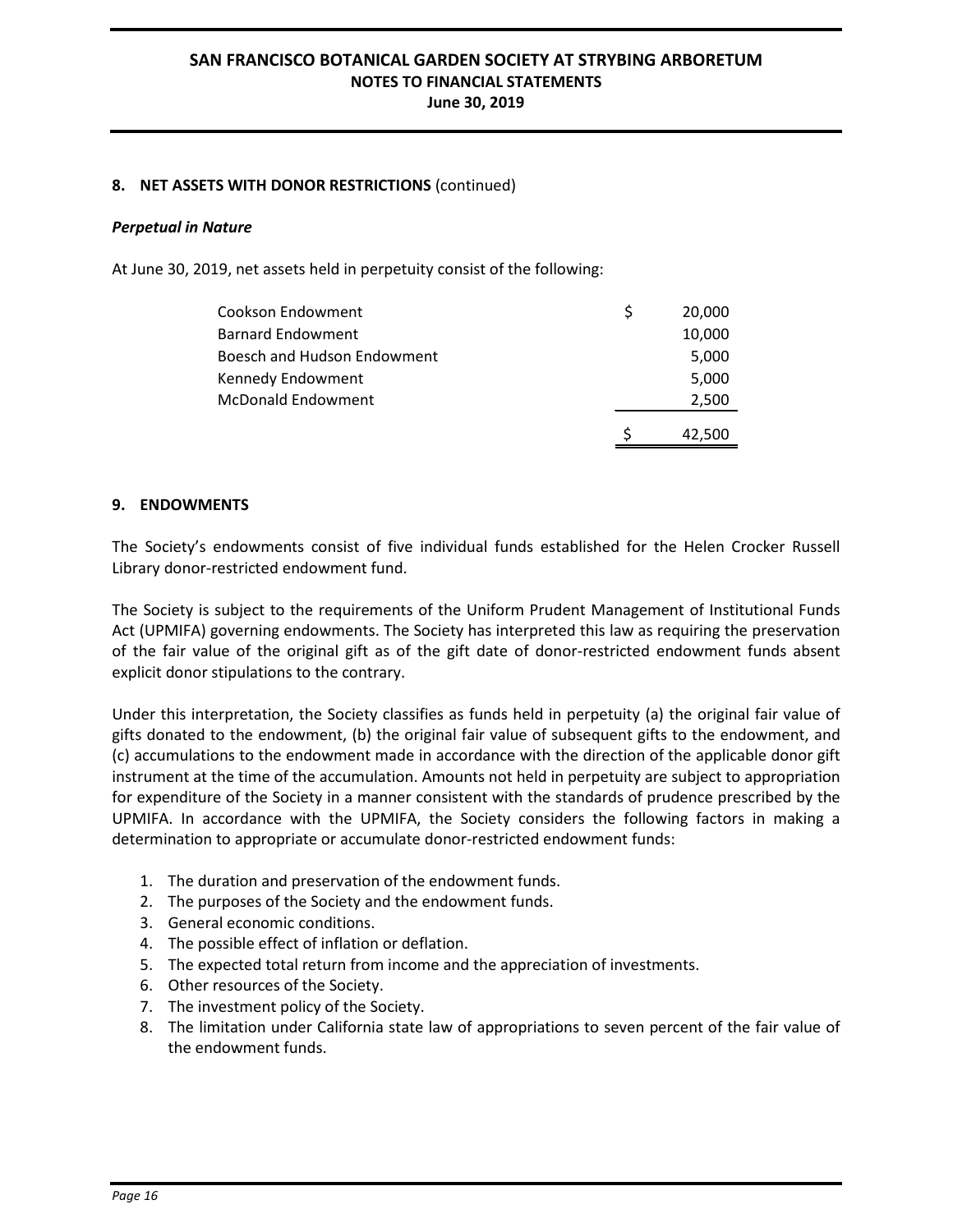## 8. NET ASSETS WITH DONOR RESTRICTIONS (continued)

### *Perpetual in Nature*

At June 30, 2019, net assets held in perpetuity consist of the following:

| | |
|---|---|
| Cookson Endowment | $ 20,000 |
| Barnard Endowment | 10,000 |
| Boesch and Hudson Endowment | 5,000 |
| Kennedy Endowment | 5,000 |
| McDonald Endowment | 2,500 |
| | $ 42,500 |

## 9. ENDOWMENTS

The Society's endowments consist of five individual funds established for the Helen Crocker Russell Library donor-restricted endowment fund.

The Society is subject to the requirements of the Uniform Prudent Management of Institutional Funds Act (UPMIFA) governing endowments. The Society has interpreted this law as requiring the preservation of the fair value of the original gift as of the gift date of donor-restricted endowment funds absent explicit donor stipulations to the contrary.

Under this interpretation, the Society classifies as funds held in perpetuity (a) the original fair value of gifts donated to the endowment, (b) the original fair value of subsequent gifts to the endowment, and (c) accumulations to the endowment made in accordance with the direction of the applicable donor gift instrument at the time of the accumulation. Amounts not held in perpetuity are subject to appropriation for expenditure of the Society in a manner consistent with the standards of prudence prescribed by the UPMIFA. In accordance with the UPMIFA, the Society considers the following factors in making a determination to appropriate or accumulate donor-restricted endowment funds:

1. The duration and preservation of the endowment funds.
2. The purposes of the Society and the endowment funds.
3. General economic conditions.
4. The possible effect of inflation or deflation.
5. The expected total return from income and the appreciation of investments.
6. Other resources of the Society.
7. The investment policy of the Society.
8. The limitation under California state law of appropriations to seven percent of the fair value of the endowment funds.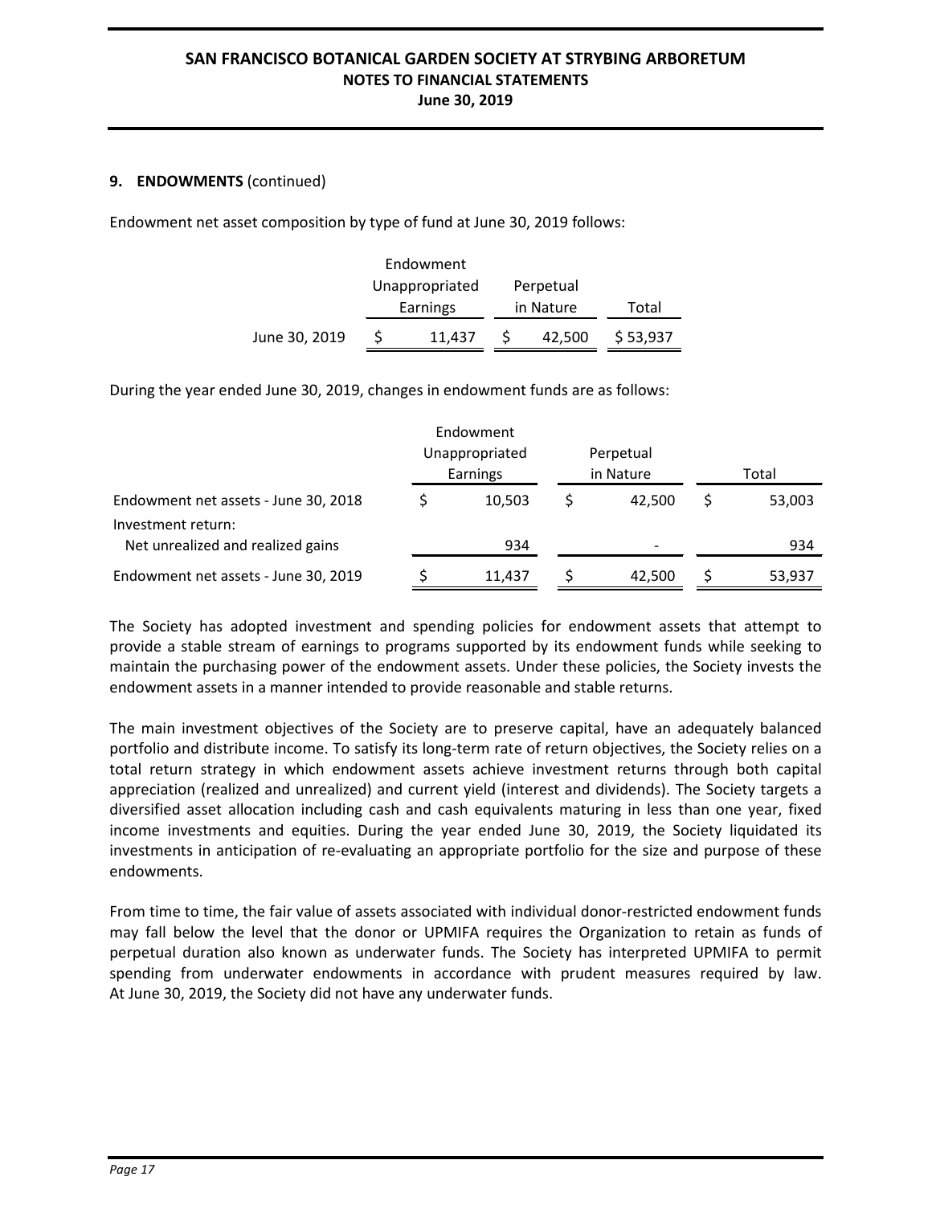**9. ENDOWMENTS** (continued)

Endowment net asset composition by type of fund at June 30, 2019 follows:

| | Endowment Unappropriated Earnings | Perpetual in Nature | Total |
|---|---|---|---|
| June 30, 2019 | $ 11,437 | $ 42,500 | $ 53,937 |

During the year ended June 30, 2019, changes in endowment funds are as follows:

| | Endowment Unappropriated Earnings | Perpetual in Nature | Total |
|---|---|---|---|
| Endowment net assets - June 30, 2018 | $ 10,503 | $ 42,500 | $ 53,003 |
| Investment return: | | | |
| Net unrealized and realized gains | 934 | - | 934 |
| Endowment net assets - June 30, 2019 | $ 11,437 | $ 42,500 | $ 53,937 |

The Society has adopted investment and spending policies for endowment assets that attempt to provide a stable stream of earnings to programs supported by its endowment funds while seeking to maintain the purchasing power of the endowment assets. Under these policies, the Society invests the endowment assets in a manner intended to provide reasonable and stable returns.

The main investment objectives of the Society are to preserve capital, have an adequately balanced portfolio and distribute income. To satisfy its long-term rate of return objectives, the Society relies on a total return strategy in which endowment assets achieve investment returns through both capital appreciation (realized and unrealized) and current yield (interest and dividends). The Society targets a diversified asset allocation including cash and cash equivalents maturing in less than one year, fixed income investments and equities. During the year ended June 30, 2019, the Society liquidated its investments in anticipation of re-evaluating an appropriate portfolio for the size and purpose of these endowments.

From time to time, the fair value of assets associated with individual donor-restricted endowment funds may fall below the level that the donor or UPMIFA requires the Organization to retain as funds of perpetual duration also known as underwater funds. The Society has interpreted UPMIFA to permit spending from underwater endowments in accordance with prudent measures required by law. At June 30, 2019, the Society did not have any underwater funds.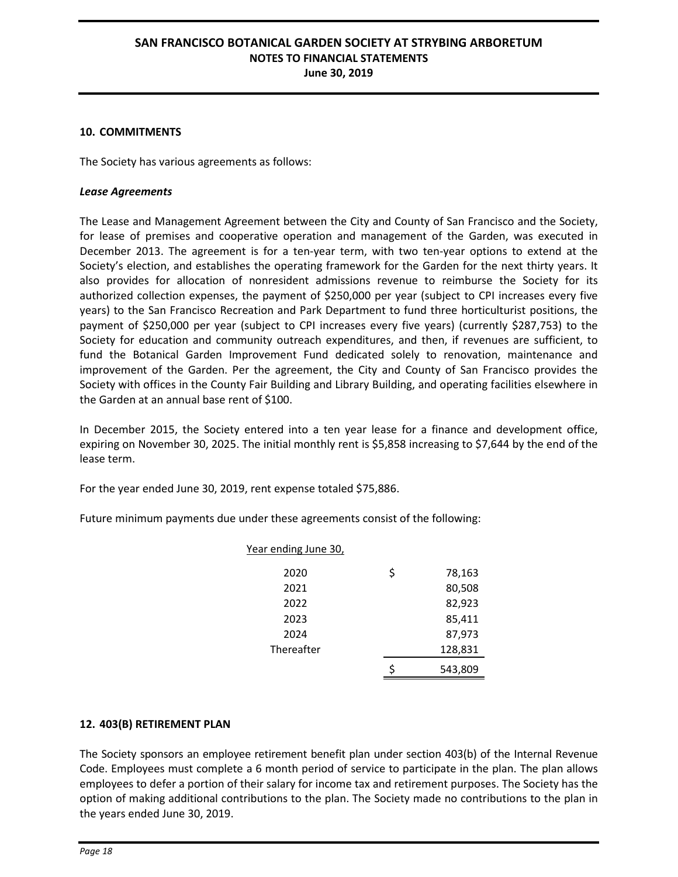## 10. COMMITMENTS

The Society has various agreements as follows:

***Lease Agreements***

The Lease and Management Agreement between the City and County of San Francisco and the Society, for lease of premises and cooperative operation and management of the Garden, was executed in December 2013. The agreement is for a ten-year term, with two ten-year options to extend at the Society's election, and establishes the operating framework for the Garden for the next thirty years. It also provides for allocation of nonresident admissions revenue to reimburse the Society for its authorized collection expenses, the payment of $250,000 per year (subject to CPI increases every five years) to the San Francisco Recreation and Park Department to fund three horticulturist positions, the payment of $250,000 per year (subject to CPI increases every five years) (currently $287,753) to the Society for education and community outreach expenditures, and then, if revenues are sufficient, to fund the Botanical Garden Improvement Fund dedicated solely to renovation, maintenance and improvement of the Garden. Per the agreement, the City and County of San Francisco provides the Society with offices in the County Fair Building and Library Building, and operating facilities elsewhere in the Garden at an annual base rent of $100.

In December 2015, the Society entered into a ten year lease for a finance and development office, expiring on November 30, 2025. The initial monthly rent is $5,858 increasing to $7,644 by the end of the lease term.

For the year ended June 30, 2019, rent expense totaled $75,886.

Future minimum payments due under these agreements consist of the following:

| Year ending June 30, | |
|---|---|
| 2020 | $ 78,163 |
| 2021 | 80,508 |
| 2022 | 82,923 |
| 2023 | 85,411 |
| 2024 | 87,973 |
| Thereafter | 128,831 |
| | $ 543,809 |

## 12. 403(B) RETIREMENT PLAN

The Society sponsors an employee retirement benefit plan under section 403(b) of the Internal Revenue Code. Employees must complete a 6 month period of service to participate in the plan. The plan allows employees to defer a portion of their salary for income tax and retirement purposes. The Society has the option of making additional contributions to the plan. The Society made no contributions to the plan in the years ended June 30, 2019.